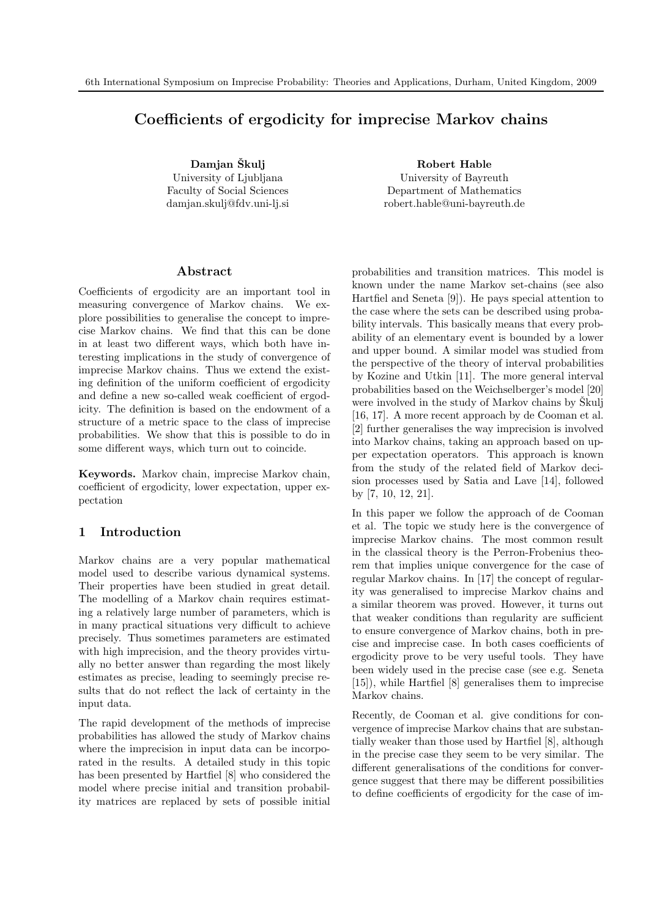# Coefficients of ergodicity for imprecise Markov chains

**Damjan Škulj**
University of Ljubljana
Faculty of Social Sciences
damjan.skulj@fdv.uni-lj.si

**Robert Hable**
University of Bayreuth
Department of Mathematics
robert.hable@uni-bayreuth.de

## Abstract

Coefficients of ergodicity are an important tool in measuring convergence of Markov chains. We explore possibilities to generalise the concept to imprecise Markov chains. We find that this can be done in at least two different ways, which both have interesting implications in the study of convergence of imprecise Markov chains. Thus we extend the existing definition of the uniform coefficient of ergodicity and define a new so-called weak coefficient of ergodicity. The definition is based on the endowment of a structure of a metric space to the class of imprecise probabilities. We show that this is possible to do in some different ways, which turn out to coincide.

**Keywords.** Markov chain, imprecise Markov chain, coefficient of ergodicity, lower expectation, upper expectation

## 1 Introduction

Markov chains are a very popular mathematical model used to describe various dynamical systems. Their properties have been studied in great detail. The modelling of a Markov chain requires estimating a relatively large number of parameters, which is in many practical situations very difficult to achieve precisely. Thus sometimes parameters are estimated with high imprecision, and the theory provides virtually no better answer than regarding the most likely estimates as precise, leading to seemingly precise results that do not reflect the lack of certainty in the input data.

The rapid development of the methods of imprecise probabilities has allowed the study of Markov chains where the imprecision in input data can be incorporated in the results. A detailed study in this topic has been presented by Hartfiel [8] who considered the model where precise initial and transition probability matrices are replaced by sets of possible initial probabilities and transition matrices. This model is known under the name Markov set-chains (see also Hartfiel and Seneta [9]). He pays special attention to the case where the sets can be described using probability intervals. This basically means that every probability of an elementary event is bounded by a lower and upper bound. A similar model was studied from the perspective of the theory of interval probabilities by Kozine and Utkin [11]. The more general interval probabilities based on the Weichselberger's model [20] were involved in the study of Markov chains by Škulj [16, 17]. A more recent approach by de Cooman et al. [2] further generalises the way imprecision is involved into Markov chains, taking an approach based on upper expectation operators. This approach is known from the study of the related field of Markov decision processes used by Satia and Lave [14], followed by [7, 10, 12, 21].

In this paper we follow the approach of de Cooman et al. The topic we study here is the convergence of imprecise Markov chains. The most common result in the classical theory is the Perron-Frobenius theorem that implies unique convergence for the case of regular Markov chains. In [17] the concept of regularity was generalised to imprecise Markov chains and a similar theorem was proved. However, it turns out that weaker conditions than regularity are sufficient to ensure convergence of Markov chains, both in precise and imprecise case. In both cases coefficients of ergodicity prove to be very useful tools. They have been widely used in the precise case (see e.g. Seneta [15]), while Hartfiel [8] generalises them to imprecise Markov chains.

Recently, de Cooman et al. give conditions for convergence of imprecise Markov chains that are substantially weaker than those used by Hartfiel [8], although in the precise case they seem to be very similar. The different generalisations of the conditions for convergence suggest that there may be different possibilities to define coefficients of ergodicity for the case of im-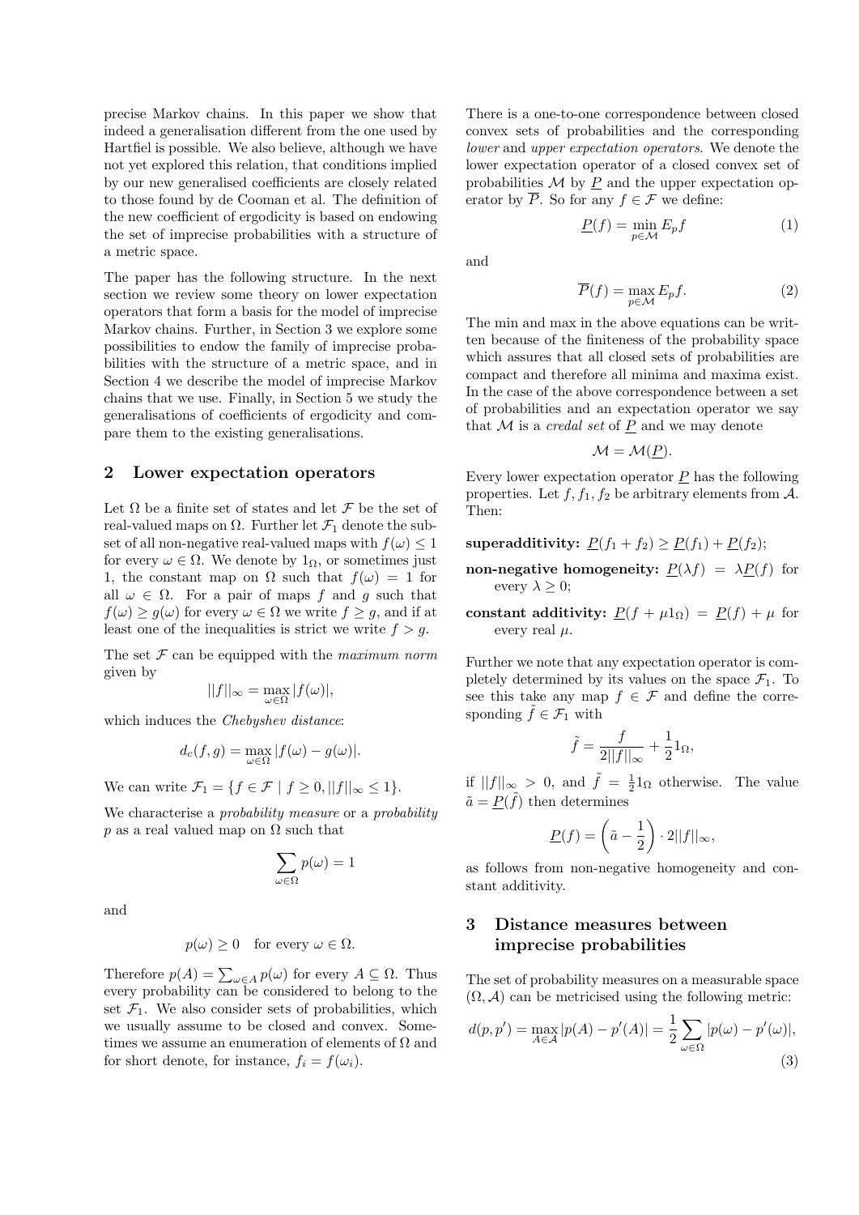precise Markov chains. In this paper we show that indeed a generalisation different from the one used by Hartfiel is possible. We also believe, although we have not yet explored this relation, that conditions implied by our new generalised coefficients are closely related to those found by de Cooman et al. The definition of the new coefficient of ergodicity is based on endowing the set of imprecise probabilities with a structure of a metric space.

The paper has the following structure. In the next section we review some theory on lower expectation operators that form a basis for the model of imprecise Markov chains. Further, in Section 3 we explore some possibilities to endow the family of imprecise probabilities with the structure of a metric space, and in Section 4 we describe the model of imprecise Markov chains that we use. Finally, in Section 5 we study the generalisations of coefficients of ergodicity and compare them to the existing generalisations.

## 2 Lower expectation operators

Let $\Omega$ be a finite set of states and let $\mathcal{F}$ be the set of real-valued maps on $\Omega$. Further let $\mathcal{F}_1$ denote the subset of all non-negative real-valued maps with $f(\omega) \le 1$ for every $\omega \in \Omega$. We denote by $1_\Omega$, or sometimes just 1, the constant map on $\Omega$ such that $f(\omega) = 1$ for all $\omega \in \Omega$. For a pair of maps $f$ and $g$ such that $f(\omega) \ge g(\omega)$ for every $\omega \in \Omega$ we write $f \ge g$, and if at least one of the inequalities is strict we write $f > g$.

The set $\mathcal{F}$ can be equipped with the *maximum norm* given by

$$||f||_\infty = \max_{\omega\in\Omega} |f(\omega)|,$$

which induces the *Chebyshev distance*:

$$d_c(f, g) = \max_{\omega\in\Omega} |f(\omega) - g(\omega)|.$$

We can write $\mathcal{F}_1 = \{f \in \mathcal{F} \mid f \ge 0, ||f||_\infty \le 1\}$.

We characterise a *probability measure* or a *probability* $p$ as a real valued map on $\Omega$ such that

$$\sum_{\omega\in\Omega} p(\omega) = 1$$

and

$$p(\omega) \ge 0 \quad \text{for every } \omega \in \Omega.$$

Therefore $p(A) = \sum_{\omega\in A} p(\omega)$ for every $A \subseteq \Omega$. Thus every probability can be considered to belong to the set $\mathcal{F}_1$. We also consider sets of probabilities, which we usually assume to be closed and convex. Sometimes we assume an enumeration of elements of $\Omega$ and for short denote, for instance, $f_i = f(\omega_i)$.

There is a one-to-one correspondence between closed convex sets of probabilities and the corresponding *lower* and *upper expectation operators*. We denote the lower expectation operator of a closed convex set of probabilities $\mathcal{M}$ by $\underline{P}$ and the upper expectation operator by $\overline{P}$. So for any $f \in \mathcal{F}$ we define:

$$\underline{P}(f) = \min_{p\in\mathcal{M}} E_p f \tag{1}$$

and

$$\overline{P}(f) = \max_{p\in\mathcal{M}} E_p f. \tag{2}$$

The min and max in the above equations can be written because of the finiteness of the probability space which assures that all closed sets of probabilities are compact and therefore all minima and maxima exist. In the case of the above correspondence between a set of probabilities and an expectation operator we say that $\mathcal{M}$ is a *credal set* of $\underline{P}$ and we may denote

$$\mathcal{M} = \mathcal{M}(\underline{P}).$$

Every lower expectation operator $\underline{P}$ has the following properties. Let $f, f_1, f_2$ be arbitrary elements from $\mathcal{A}$. Then:

- **superadditivity:** $\underline{P}(f_1 + f_2) \ge \underline{P}(f_1) + \underline{P}(f_2)$;
- **non-negative homogeneity:** $\underline{P}(\lambda f) = \lambda \underline{P}(f)$ for every $\lambda \ge 0$;
- **constant additivity:** $\underline{P}(f + \mu 1_\Omega) = \underline{P}(f) + \mu$ for every real $\mu$.

Further we note that any expectation operator is completely determined by its values on the space $\mathcal{F}_1$. To see this take any map $f \in \mathcal{F}$ and define the corresponding $\tilde{f} \in \mathcal{F}_1$ with

$$\tilde{f} = \frac{f}{2||f||_\infty} + \frac{1}{2}1_\Omega,$$

if $||f||_\infty > 0$, and $\tilde{f} = \frac{1}{2}1_\Omega$ otherwise. The value $\tilde{a} = \underline{P}(\tilde{f})$ then determines

$$\underline{P}(f) = \left(\tilde{a} - \frac{1}{2}\right) \cdot 2||f||_\infty,$$

as follows from non-negative homogeneity and constant additivity.

## 3 Distance measures between imprecise probabilities

The set of probability measures on a measurable space $(\Omega, \mathcal{A})$ can be metricised using the following metric:

$$d(p, p') = \max_{A\in\mathcal{A}} |p(A) - p'(A)| = \frac{1}{2}\sum_{\omega\in\Omega} |p(\omega) - p'(\omega)|, \tag{3}$$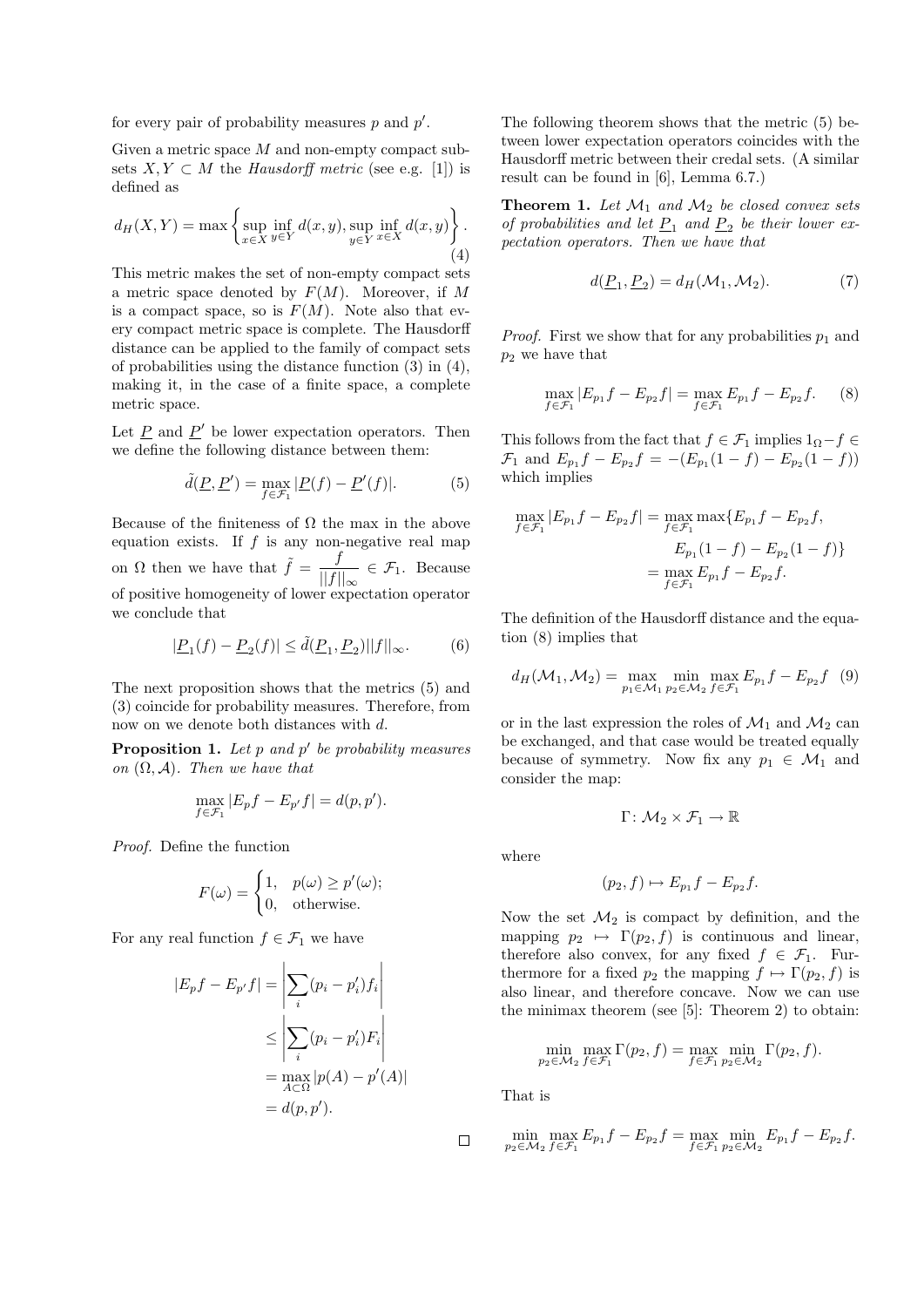for every pair of probability measures $p$ and $p'$.

Given a metric space $M$ and non-empty compact subsets $X, Y \subset M$ the *Hausdorff metric* (see e.g. [1]) is defined as

$$d_H(X,Y) = \max\left\{\sup_{x\in X}\inf_{y\in Y} d(x,y), \sup_{y\in Y}\inf_{x\in X} d(x,y)\right\}. \tag{4}$$

This metric makes the set of non-empty compact sets a metric space denoted by $F(M)$. Moreover, if $M$ is a compact space, so is $F(M)$. Note also that every compact metric space is complete. The Hausdorff distance can be applied to the family of compact sets of probabilities using the distance function (3) in (4), making it, in the case of a finite space, a complete metric space.

Let $\underline{P}$ and $\underline{P}'$ be lower expectation operators. Then we define the following distance between them:

$$\tilde{d}(\underline{P}, \underline{P}') = \max_{f\in\mathcal{F}_1} |\underline{P}(f) - \underline{P}'(f)|. \tag{5}$$

Because of the finiteness of $\Omega$ the max in the above equation exists. If $f$ is any non-negative real map on $\Omega$ then we have that $\tilde{f} = \dfrac{f}{||f||_\infty} \in \mathcal{F}_1$. Because of positive homogeneity of lower expectation operator we conclude that

$$|\underline{P}_1(f) - \underline{P}_2(f)| \leq \tilde{d}(\underline{P}_1, \underline{P}_2)||f||_\infty. \tag{6}$$

The next proposition shows that the metrics (5) and (3) coincide for probability measures. Therefore, from now on we denote both distances with $d$.

**Proposition 1.** *Let $p$ and $p'$ be probability measures on $(\Omega, \mathcal{A})$. Then we have that*

$$\max_{f\in\mathcal{F}_1} |E_p f - E_{p'} f| = d(p, p').$$

*Proof.* Define the function

$$F(\omega) = \begin{cases} 1, & p(\omega) \geq p'(\omega); \\ 0, & \text{otherwise.} \end{cases}$$

For any real function $f \in \mathcal{F}_1$ we have

$$\begin{aligned} |E_p f - E_{p'} f| &= \left|\sum_i (p_i - p'_i) f_i\right| \\ &\leq \left|\sum_i (p_i - p'_i) F_i\right| \\ &= \max_{A\subset\Omega} |p(A) - p'(A)| \\ &= d(p, p'). \end{aligned}$$

$\square$

The following theorem shows that the metric (5) between lower expectation operators coincides with the Hausdorff metric between their credal sets. (A similar result can be found in [6], Lemma 6.7.)

**Theorem 1.** *Let $\mathcal{M}_1$ and $\mathcal{M}_2$ be closed convex sets of probabilities and let $\underline{P}_1$ and $\underline{P}_2$ be their lower expectation operators. Then we have that*

$$d(\underline{P}_1, \underline{P}_2) = d_H(\mathcal{M}_1, \mathcal{M}_2). \tag{7}$$

*Proof.* First we show that for any probabilities $p_1$ and $p_2$ we have that

$$\max_{f\in\mathcal{F}_1} |E_{p_1} f - E_{p_2} f| = \max_{f\in\mathcal{F}_1} E_{p_1} f - E_{p_2} f. \tag{8}$$

This follows from the fact that $f \in \mathcal{F}_1$ implies $1_\Omega - f \in \mathcal{F}_1$ and $E_{p_1} f - E_{p_2} f = -(E_{p_1}(1-f) - E_{p_2}(1-f))$ which implies

$$\begin{aligned} \max_{f\in\mathcal{F}_1} |E_{p_1} f - E_{p_2} f| &= \max_{f\in\mathcal{F}_1} \max\{E_{p_1} f - E_{p_2} f, \\ &\qquad E_{p_1}(1-f) - E_{p_2}(1-f)\} \\ &= \max_{f\in\mathcal{F}_1} E_{p_1} f - E_{p_2} f. \end{aligned}$$

The definition of the Hausdorff distance and the equation (8) implies that

$$d_H(\mathcal{M}_1, \mathcal{M}_2) = \max_{p_1\in\mathcal{M}_1} \min_{p_2\in\mathcal{M}_2} \max_{f\in\mathcal{F}_1} E_{p_1} f - E_{p_2} f \tag{9}$$

or in the last expression the roles of $\mathcal{M}_1$ and $\mathcal{M}_2$ can be exchanged, and that case would be treated equally because of symmetry. Now fix any $p_1 \in \mathcal{M}_1$ and consider the map:

$$\Gamma\colon \mathcal{M}_2 \times \mathcal{F}_1 \to \mathbb{R}$$

where

$$(p_2, f) \mapsto E_{p_1} f - E_{p_2} f.$$

Now the set $\mathcal{M}_2$ is compact by definition, and the mapping $p_2 \mapsto \Gamma(p_2, f)$ is continuous and linear, therefore also convex, for any fixed $f \in \mathcal{F}_1$. Furthermore for a fixed $p_2$ the mapping $f \mapsto \Gamma(p_2, f)$ is also linear, and therefore concave. Now we can use the minimax theorem (see [5]: Theorem 2) to obtain:

$$\min_{p_2\in\mathcal{M}_2} \max_{f\in\mathcal{F}_1} \Gamma(p_2, f) = \max_{f\in\mathcal{F}_1} \min_{p_2\in\mathcal{M}_2} \Gamma(p_2, f).$$

That is

$$\min_{p_2\in\mathcal{M}_2} \max_{f\in\mathcal{F}_1} E_{p_1} f - E_{p_2} f = \max_{f\in\mathcal{F}_1} \min_{p_2\in\mathcal{M}_2} E_{p_1} f - E_{p_2} f.$$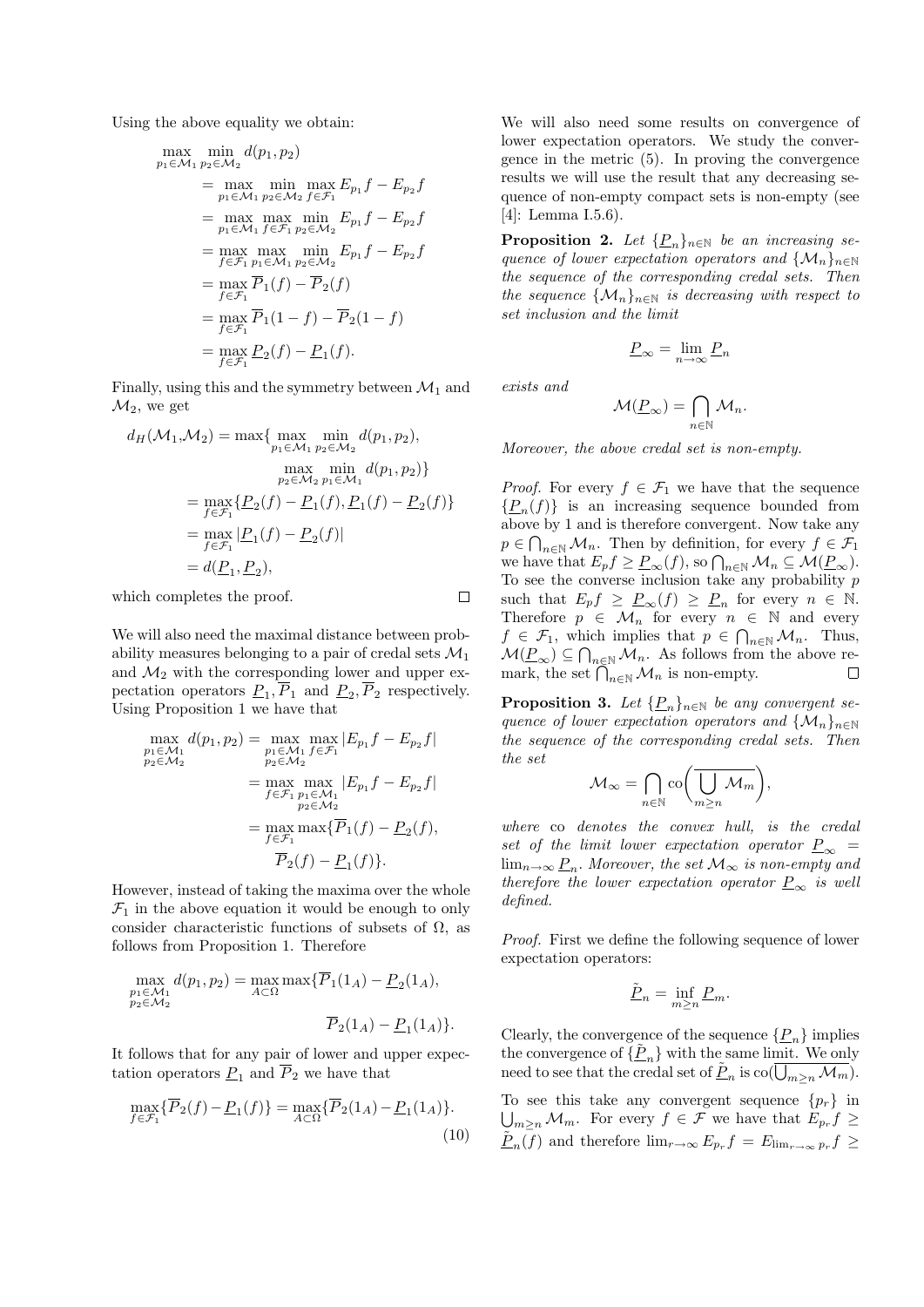Using the above equality we obtain:

$$
\begin{aligned}
\max_{p_1\in\mathcal{M}_1}\min_{p_2\in\mathcal{M}_2} d(p_1,p_2)
&= \max_{p_1\in\mathcal{M}_1}\min_{p_2\in\mathcal{M}_2}\max_{f\in\mathcal{F}_1} E_{p_1}f - E_{p_2}f\\
&= \max_{p_1\in\mathcal{M}_1}\max_{f\in\mathcal{F}_1}\min_{p_2\in\mathcal{M}_2} E_{p_1}f - E_{p_2}f\\
&= \max_{f\in\mathcal{F}_1}\max_{p_1\in\mathcal{M}_1}\min_{p_2\in\mathcal{M}_2} E_{p_1}f - E_{p_2}f\\
&= \max_{f\in\mathcal{F}_1}\overline{P}_1(f) - \overline{P}_2(f)\\
&= \max_{f\in\mathcal{F}_1}\overline{P}_1(1-f) - \overline{P}_2(1-f)\\
&= \max_{f\in\mathcal{F}_1}\underline{P}_2(f) - \underline{P}_1(f).
\end{aligned}
$$

Finally, using this and the symmetry between $\mathcal{M}_1$ and $\mathcal{M}_2$, we get

$$
\begin{aligned}
d_H(\mathcal{M}_1,\mathcal{M}_2) &= \max\{\max_{p_1\in\mathcal{M}_1}\min_{p_2\in\mathcal{M}_2} d(p_1,p_2),\\
&\qquad \max_{p_2\in\mathcal{M}_2}\min_{p_1\in\mathcal{M}_1} d(p_1,p_2)\}\\
&= \max_{f\in\mathcal{F}_1}\{\underline{P}_2(f)-\underline{P}_1(f), \underline{P}_1(f)-\underline{P}_2(f)\}\\
&= \max_{f\in\mathcal{F}_1}|\underline{P}_1(f)-\underline{P}_2(f)|\\
&= d(\underline{P}_1,\underline{P}_2),
\end{aligned}
$$

which completes the proof. □

We will also need the maximal distance between probability measures belonging to a pair of credal sets $\mathcal{M}_1$ and $\mathcal{M}_2$ with the corresponding lower and upper expectation operators $\underline{P}_1, \overline{P}_1$ and $\underline{P}_2, \overline{P}_2$ respectively. Using Proposition 1 we have that

$$
\begin{aligned}
\max_{\substack{p_1\in\mathcal{M}_1\\ p_2\in\mathcal{M}_2}} d(p_1,p_2) &= \max_{\substack{p_1\in\mathcal{M}_1\\ p_2\in\mathcal{M}_2}}\max_{f\in\mathcal{F}_1}|E_{p_1}f - E_{p_2}f|\\
&= \max_{f\in\mathcal{F}_1}\max_{\substack{p_1\in\mathcal{M}_1\\ p_2\in\mathcal{M}_2}}|E_{p_1}f - E_{p_2}f|\\
&= \max_{f\in\mathcal{F}_1}\max\{\overline{P}_1(f)-\underline{P}_2(f),\\
&\qquad \overline{P}_2(f)-\underline{P}_1(f)\}.
\end{aligned}
$$

However, instead of taking the maxima over the whole $\mathcal{F}_1$ in the above equation it would be enough to only consider characteristic functions of subsets of $\Omega$, as follows from Proposition 1. Therefore

$$
\max_{\substack{p_1\in\mathcal{M}_1\\ p_2\in\mathcal{M}_2}} d(p_1,p_2) = \max_{A\subset\Omega}\max\{\overline{P}_1(1_A)-\underline{P}_2(1_A), \overline{P}_2(1_A)-\underline{P}_1(1_A)\}.
$$

It follows that for any pair of lower and upper expectation operators $\underline{P}_1$ and $\overline{P}_2$ we have that

$$
\max_{f\in\mathcal{F}_1}\{\overline{P}_2(f)-\underline{P}_1(f)\} = \max_{A\subset\Omega}\{\overline{P}_2(1_A)-\underline{P}_1(1_A)\}. \tag{10}
$$

We will also need some results on convergence of lower expectation operators. We study the convergence in the metric (5). In proving the convergence results we will use the result that any decreasing sequence of non-empty compact sets is non-empty (see [4]: Lemma I.5.6).

**Proposition 2.** *Let $\{\underline{P}_n\}_{n\in\mathbb{N}}$ be an increasing sequence of lower expectation operators and $\{\mathcal{M}_n\}_{n\in\mathbb{N}}$ the sequence of the corresponding credal sets. Then the sequence $\{\mathcal{M}_n\}_{n\in\mathbb{N}}$ is decreasing with respect to set inclusion and the limit*

$$
\underline{P}_\infty = \lim_{n\to\infty}\underline{P}_n
$$

*exists and*

$$
\mathcal{M}(\underline{P}_\infty) = \bigcap_{n\in\mathbb{N}}\mathcal{M}_n.
$$

*Moreover, the above credal set is non-empty.*

*Proof.* For every $f\in\mathcal{F}_1$ we have that the sequence $\{\underline{P}_n(f)\}$ is an increasing sequence bounded from above by 1 and is therefore convergent. Now take any $p\in\bigcap_{n\in\mathbb{N}}\mathcal{M}_n$. Then by definition, for every $f\in\mathcal{F}_1$ we have that $E_pf\geq\underline{P}_\infty(f)$, so $\bigcap_{n\in\mathbb{N}}\mathcal{M}_n\subseteq\mathcal{M}(\underline{P}_\infty)$. To see the converse inclusion take any probability $p$ such that $E_pf\geq\underline{P}_\infty(f)\geq\underline{P}_n$ for every $n\in\mathbb{N}$. Therefore $p\in\mathcal{M}_n$ for every $n\in\mathbb{N}$ and every $f\in\mathcal{F}_1$, which implies that $p\in\bigcap_{n\in\mathbb{N}}\mathcal{M}_n$. Thus, $\mathcal{M}(\underline{P}_\infty)\subseteq\bigcap_{n\in\mathbb{N}}\mathcal{M}_n$. As follows from the above remark, the set $\bigcap_{n\in\mathbb{N}}\mathcal{M}_n$ is non-empty. □

**Proposition 3.** *Let $\{\underline{P}_n\}_{n\in\mathbb{N}}$ be any convergent sequence of lower expectation operators and $\{\mathcal{M}_n\}_{n\in\mathbb{N}}$ the sequence of the corresponding credal sets. Then the set*

$$
\mathcal{M}_\infty = \bigcap_{n\in\mathbb{N}}\mathrm{co}\left(\overline{\bigcup_{m\geq n}\mathcal{M}_m}\right),
$$

*where* co *denotes the convex hull, is the credal set of the limit lower expectation operator $\underline{P}_\infty = \lim_{n\to\infty}\underline{P}_n$. Moreover, the set $\mathcal{M}_\infty$ is non-empty and therefore the lower expectation operator $\underline{P}_\infty$ is well defined.*

*Proof.* First we define the following sequence of lower expectation operators:

$$
\underline{\tilde{P}}_n = \inf_{m\geq n}\underline{P}_m.
$$

Clearly, the convergence of the sequence $\{\underline{P}_n\}$ implies the convergence of $\{\underline{\tilde{P}}_n\}$ with the same limit. We only need to see that the credal set of $\underline{\tilde{P}}_n$ is $\mathrm{co}(\overline{\bigcup_{m\geq n}\mathcal{M}_m})$.

To see this take any convergent sequence $\{p_r\}$ in $\bigcup_{m\geq n}\mathcal{M}_m$. For every $f\in\mathcal{F}$ we have that $E_{p_r}f\geq\underline{\tilde{P}}_n(f)$ and therefore $\lim_{r\to\infty}E_{p_r}f = E_{\lim_{r\to\infty}p_r}f\geq$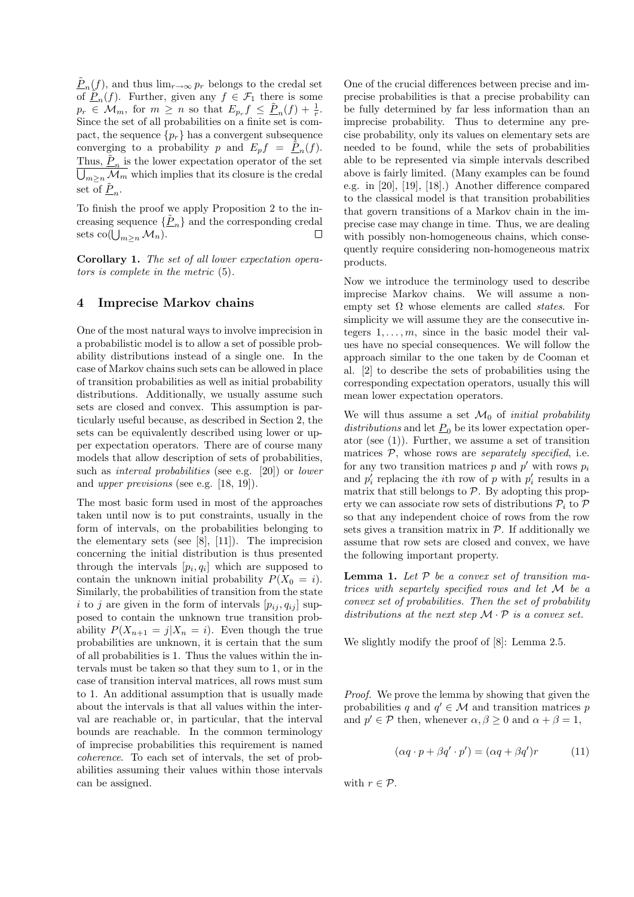$\underline{\tilde{P}}_n(f)$, and thus $\lim_{r\to\infty} p_r$ belongs to the credal set of $\underline{\tilde{P}}_n(f)$. Further, given any $f \in \mathcal{F}_1$ there is some $p_r \in \mathcal{M}_m$, for $m \geq n$ so that $E_{p_r} f \leq \underline{\tilde{P}}_n(f) + \frac{1}{r}$. Since the set of all probabilities on a finite set is compact, the sequence $\{p_r\}$ has a convergent subsequence converging to a probability $p$ and $E_p f = \underline{\tilde{P}}_n(f)$. Thus, $\underline{\tilde{P}}_n$ is the lower expectation operator of the set $\overline{\bigcup_{m\geq n} \mathcal{M}_m}$ which implies that its closure is the credal set of $\underline{\tilde{P}}_n$.

To finish the proof we apply Proposition 2 to the increasing sequence $\{\underline{\tilde{P}}_n\}$ and the corresponding credal sets $\mathrm{co}(\bigcup_{m\geq n} \mathcal{M}_n)$. $\square$

**Corollary 1.** *The set of all lower expectation operators is complete in the metric* (5)*.*

# 4 Imprecise Markov chains

One of the most natural ways to involve imprecision in a probabilistic model is to allow a set of possible probability distributions instead of a single one. In the case of Markov chains such sets can be allowed in place of transition probabilities as well as initial probability distributions. Additionally, we usually assume such sets are closed and convex. This assumption is particularly useful because, as described in Section 2, the sets can be equivalently described using lower or upper expectation operators. There are of course many models that allow description of sets of probabilities, such as *interval probabilities* (see e.g. [20]) or *lower* and *upper previsions* (see e.g. [18, 19]).

The most basic form used in most of the approaches taken until now is to put constraints, usually in the form of intervals, on the probabilities belonging to the elementary sets (see [8], [11]). The imprecision concerning the initial distribution is thus presented through the intervals $[p_i, q_i]$ which are supposed to contain the unknown initial probability $P(X_0 = i)$. Similarly, the probabilities of transition from the state $i$ to $j$ are given in the form of intervals $[p_{ij}, q_{ij}]$ supposed to contain the unknown true transition probability $P(X_{n+1} = j|X_n = i)$. Even though the true probabilities are unknown, it is certain that the sum of all probabilities is 1. Thus the values within the intervals must be taken so that they sum to 1, or in the case of transition interval matrices, all rows must sum to 1. An additional assumption that is usually made about the intervals is that all values within the interval are reachable or, in particular, that the interval bounds are reachable. In the common terminology of imprecise probabilities this requirement is named *coherence*. To each set of intervals, the set of probabilities assuming their values within those intervals can be assigned.

One of the crucial differences between precise and imprecise probabilities is that a precise probability can be fully determined by far less information than an imprecise probability. Thus to determine any precise probability, only its values on elementary sets are needed to be found, while the sets of probabilities able to be represented via simple intervals described above is fairly limited. (Many examples can be found e.g. in [20], [19], [18].) Another difference compared to the classical model is that transition probabilities that govern transitions of a Markov chain in the imprecise case may change in time. Thus, we are dealing with possibly non-homogeneous chains, which consequently require considering non-homogeneous matrix products.

Now we introduce the terminology used to describe imprecise Markov chains. We will assume a non-empty set $\Omega$ whose elements are called *states*. For simplicity we will assume they are the consecutive integers $1, \ldots, m$, since in the basic model their values have no special consequences. We will follow the approach similar to the one taken by de Cooman et al. [2] to describe the sets of probabilities using the corresponding expectation operators, usually this will mean lower expectation operators.

We will thus assume a set $\mathcal{M}_0$ of *initial probability distributions* and let $\underline{P}_0$ be its lower expectation operator (see (1)). Further, we assume a set of transition matrices $\mathcal{P}$, whose rows are *separately specified*, i.e. for any two transition matrices $p$ and $p'$ with rows $p_i$ and $p'_i$ replacing the $i$th row of $p$ with $p'_i$ results in a matrix that still belongs to $\mathcal{P}$. By adopting this property we can associate row sets of distributions $\mathcal{P}_i$ to $\mathcal{P}$ so that any independent choice of rows from the row sets gives a transition matrix in $\mathcal{P}$. If additionally we assume that row sets are closed and convex, we have the following important property.

**Lemma 1.** *Let $\mathcal{P}$ be a convex set of transition matrices with separtely specified rows and let $\mathcal{M}$ be a convex set of probabilities. Then the set of probability distributions at the next step $\mathcal{M} \cdot \mathcal{P}$ is a convex set.*

We slightly modify the proof of [8]: Lemma 2.5.

*Proof.* We prove the lemma by showing that given the probabilities $q$ and $q' \in \mathcal{M}$ and transition matrices $p$ and $p' \in \mathcal{P}$ then, whenever $\alpha, \beta \geq 0$ and $\alpha + \beta = 1$,

$$(\alpha q \cdot p + \beta q' \cdot p') = (\alpha q + \beta q')r \tag{11}$$

with $r \in \mathcal{P}$.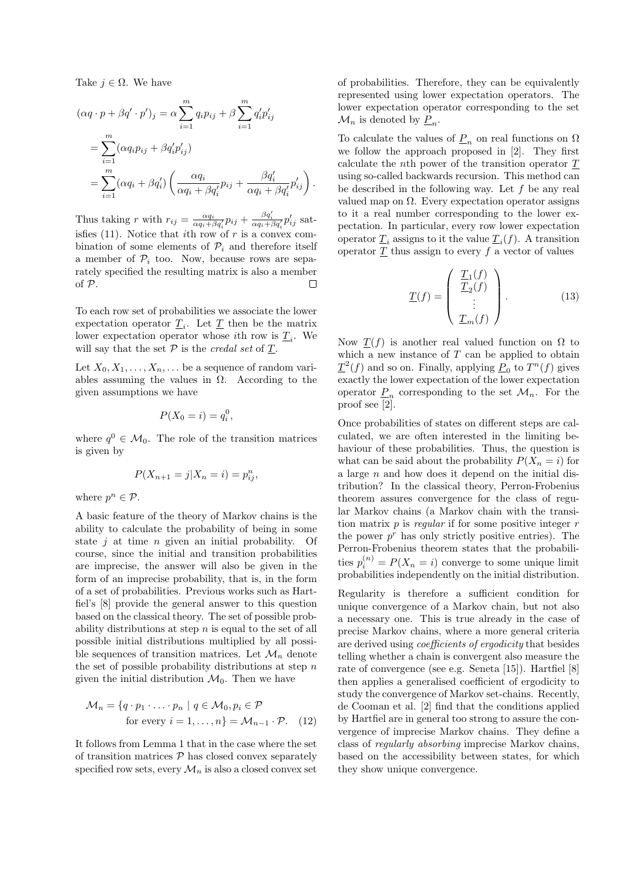Take $j \in \Omega$. We have

$$
\begin{aligned}
(\alpha q \cdot p + \beta q' \cdot p')_j &= \alpha \sum_{i=1}^{m} q_i p_{ij} + \beta \sum_{i=1}^{m} q'_i p'_{ij} \\
&= \sum_{i=1}^{m} (\alpha q_i p_{ij} + \beta q'_i p'_{ij}) \\
&= \sum_{i=1}^{m} (\alpha q_i + \beta q'_i) \left( \frac{\alpha q_i}{\alpha q_i + \beta q'_i} p_{ij} + \frac{\beta q'_i}{\alpha q_i + \beta q'_i} p'_{ij} \right).
\end{aligned}
$$

Thus taking $r$ with $r_{ij} = \frac{\alpha q_i}{\alpha q_i + \beta q'_i} p_{ij} + \frac{\beta q'_i}{\alpha q_i + \beta q'_i} p'_{ij}$ satisfies (11). Notice that $i$th row of $r$ is a convex combination of some elements of $\mathcal{P}_i$ and therefore itself a member of $\mathcal{P}_i$ too. Now, because rows are separately specified the resulting matrix is also a member of $\mathcal{P}$. □

To each row set of probabilities we associate the lower expectation operator $\underline{T}_i$. Let $\underline{T}$ then be the matrix lower expectation operator whose $i$th row is $\underline{T}_i$. We will say that the set $\mathcal{P}$ is the *credal set* of $\underline{T}$.

Let $X_0, X_1, \dots, X_n, \dots$ be a sequence of random variables assuming the values in $\Omega$. According to the given assumptions we have

$$
P(X_0 = i) = q_i^0,
$$

where $q^0 \in \mathcal{M}_0$. The role of the transition matrices is given by

$$
P(X_{n+1} = j | X_n = i) = p_{ij}^n,
$$

where $p^n \in \mathcal{P}$.

A basic feature of the theory of Markov chains is the ability to calculate the probability of being in some state $j$ at time $n$ given an initial probability. Of course, since the initial and transition probabilities are imprecise, the answer will also be given in the form of an imprecise probability, that is, in the form of a set of probabilities. Previous works such as Hartfiel's [8] provide the general answer to this question based on the classical theory. The set of possible probability distributions at step $n$ is equal to the set of all possible initial distributions multiplied by all possible sequences of transition matrices. Let $\mathcal{M}_n$ denote the set of possible probability distributions at step $n$ given the initial distribution $\mathcal{M}_0$. Then we have

$$
\begin{aligned}
\mathcal{M}_n = \{ q \cdot p_1 \cdot \ldots \cdot p_n \mid q \in \mathcal{M}_0, p_i \in \mathcal{P} \\
\text{for every } i = 1, \dots, n \} = \mathcal{M}_{n-1} \cdot \mathcal{P}. \quad (12)
\end{aligned}
$$

It follows from Lemma 1 that in the case where the set of transition matrices $\mathcal{P}$ has closed convex separately specified row sets, every $\mathcal{M}_n$ is also a closed convex set of probabilities. Therefore, they can be equivalently represented using lower expectation operators. The lower expectation operator corresponding to the set $\mathcal{M}_n$ is denoted by $\underline{P}_n$.

To calculate the values of $\underline{P}_n$ on real functions on $\Omega$ we follow the approach proposed in [2]. They first calculate the $n$th power of the transition operator $\underline{T}$ using so-called backwards recursion. This method can be described in the following way. Let $f$ be any real valued map on $\Omega$. Every expectation operator assigns to it a real number corresponding to the lower expectation. In particular, every row lower expectation operator $\underline{T}_i$ assigns to it the value $\underline{T}_i(f)$. A transition operator $\underline{T}$ thus assign to every $f$ a vector of values

$$
\underline{T}(f) = \begin{pmatrix} \underline{T}_1(f) \\ \underline{T}_2(f) \\ \vdots \\ \underline{T}_m(f) \end{pmatrix}. \quad (13)
$$

Now $\underline{T}(f)$ is another real valued function on $\Omega$ to which a new instance of $T$ can be applied to obtain $\underline{T}^2(f)$ and so on. Finally, applying $\underline{P}_0$ to $T^n(f)$ gives exactly the lower expectation of the lower expectation operator $\underline{P}_n$ corresponding to the set $\mathcal{M}_n$. For the proof see [2].

Once probabilities of states on different steps are calculated, we are often interested in the limiting behaviour of these probabilities. Thus, the question is what can be said about the probability $P(X_n = i)$ for a large $n$ and how does it depend on the initial distribution? In the classical theory, Perron-Frobenius theorem assures convergence for the class of regular Markov chains (a Markov chain with the transition matrix $p$ is *regular* if for some positive integer $r$ the power $p^r$ has only strictly positive entries). The Perron-Frobenius theorem states that the probabilities $p_i^{(n)} = P(X_n = i)$ converge to some unique limit probabilities independently on the initial distribution.

Regularity is therefore a sufficient condition for unique convergence of a Markov chain, but not also a necessary one. This is true already in the case of precise Markov chains, where a more general criteria are derived using *coefficients of ergodicity* that besides telling whether a chain is convergent also measure the rate of convergence (see e.g. Seneta [15]). Hartfiel [8] then applies a generalised coefficient of ergodicity to study the convergence of Markov set-chains. Recently, de Cooman et al. [2] find that the conditions applied by Hartfiel are in general too strong to assure the convergence of imprecise Markov chains. They define a class of *regularly absorbing* imprecise Markov chains, based on the accessibility between states, for which they show unique convergence.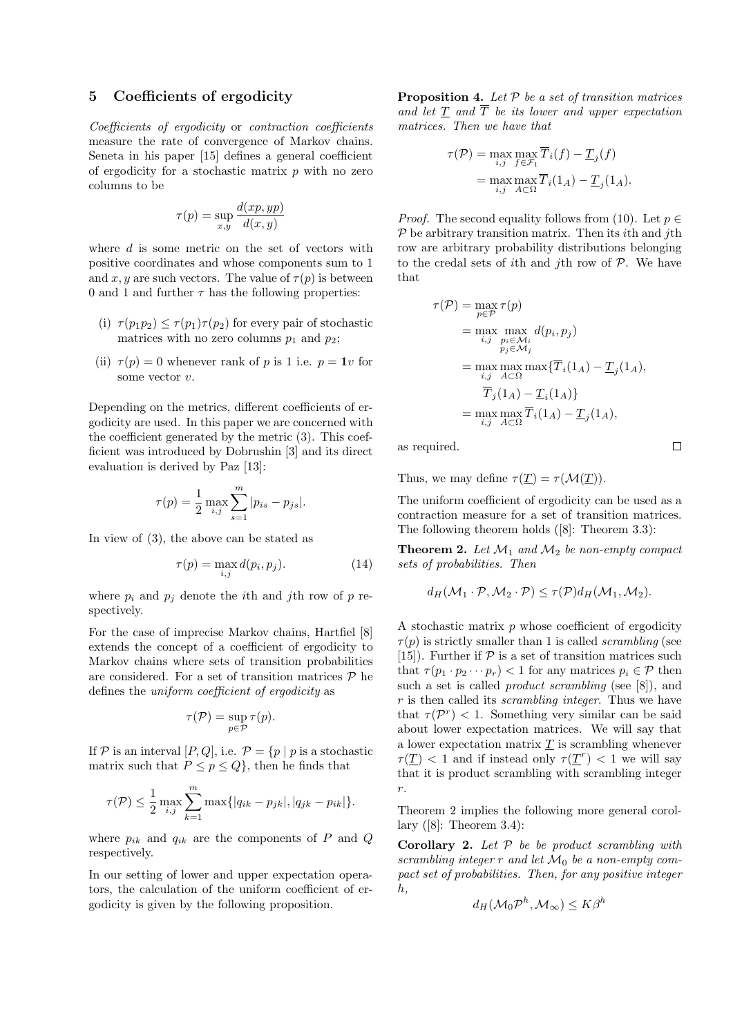## 5 Coefficients of ergodicity

*Coefficients of ergodicity* or *contraction coefficients* measure the rate of convergence of Markov chains. Seneta in his paper [15] defines a general coefficient of ergodicity for a stochastic matrix $p$ with no zero columns to be

$$\tau(p) = \sup_{x,y} \frac{d(xp, yp)}{d(x,y)}$$

where $d$ is some metric on the set of vectors with positive coordinates and whose components sum to 1 and $x, y$ are such vectors. The value of $\tau(p)$ is between 0 and 1 and further $\tau$ has the following properties:

(i) $\tau(p_1 p_2) \leq \tau(p_1)\tau(p_2)$ for every pair of stochastic matrices with no zero columns $p_1$ and $p_2$;

(ii) $\tau(p) = 0$ whenever rank of $p$ is 1 i.e. $p = \mathbf{1}v$ for some vector $v$.

Depending on the metrics, different coefficients of ergodicity are used. In this paper we are concerned with the coefficient generated by the metric (3). This coefficient was introduced by Dobrushin [3] and its direct evaluation is derived by Paz [13]:

$$\tau(p) = \frac{1}{2} \max_{i,j} \sum_{s=1}^{m} |p_{is} - p_{js}|.$$

In view of (3), the above can be stated as

$$\tau(p) = \max_{i,j} d(p_i, p_j). \tag{14}$$

where $p_i$ and $p_j$ denote the $i$th and $j$th row of $p$ respectively.

For the case of imprecise Markov chains, Hartfiel [8] extends the concept of a coefficient of ergodicity to Markov chains where sets of transition probabilities are considered. For a set of transition matrices $\mathcal{P}$ he defines the *uniform coefficient of ergodicity* as

$$\tau(\mathcal{P}) = \sup_{p \in \mathcal{P}} \tau(p).$$

If $\mathcal{P}$ is an interval $[P, Q]$, i.e. $\mathcal{P} = \{p \mid p$ is a stochastic matrix such that $P \leq p \leq Q\}$, then he finds that

$$\tau(\mathcal{P}) \leq \frac{1}{2} \max_{i,j} \sum_{k=1}^{m} \max\{|q_{ik} - p_{jk}|, |q_{jk} - p_{ik}|\}.$$

where $p_{ik}$ and $q_{ik}$ are the components of $P$ and $Q$ respectively.

In our setting of lower and upper expectation operators, the calculation of the uniform coefficient of ergodicity is given by the following proposition.

**Proposition 4.** *Let $\mathcal{P}$ be a set of transition matrices and let $\underline{T}$ and $\overline{T}$ be its lower and upper expectation matrices. Then we have that*

$$\begin{aligned}
\tau(\mathcal{P}) &= \max_{i,j} \max_{f \in \mathcal{F}_1} \overline{T}_i(f) - \underline{T}_j(f) \\
&= \max_{i,j} \max_{A \subset \Omega} \overline{T}_i(1_A) - \underline{T}_j(1_A).
\end{aligned}$$

*Proof.* The second equality follows from (10). Let $p \in \mathcal{P}$ be arbitrary transition matrix. Then its $i$th and $j$th row are arbitrary probability distributions belonging to the credal sets of $i$th and $j$th row of $\mathcal{P}$. We have that

$$\begin{aligned}
\tau(\mathcal{P}) &= \max_{p \in \mathcal{P}} \tau(p) \\
&= \max_{i,j} \max_{\substack{p_i \in \mathcal{M}_i \\ p_j \in \mathcal{M}_j}} d(p_i, p_j) \\
&= \max_{i,j} \max_{A \subset \Omega} \max\{\overline{T}_i(1_A) - \underline{T}_j(1_A), \\
&\qquad \overline{T}_j(1_A) - \underline{T}_i(1_A)\} \\
&= \max_{i,j} \max_{A \subset \Omega} \overline{T}_i(1_A) - \underline{T}_j(1_A),
\end{aligned}$$

as required. $\square$

Thus, we may define $\tau(\underline{T}) = \tau(\mathcal{M}(\underline{T}))$.

The uniform coefficient of ergodicity can be used as a contraction measure for a set of transition matrices. The following theorem holds ([8]: Theorem 3.3):

**Theorem 2.** *Let $\mathcal{M}_1$ and $\mathcal{M}_2$ be non-empty compact sets of probabilities. Then*

$$d_H(\mathcal{M}_1 \cdot \mathcal{P}, \mathcal{M}_2 \cdot \mathcal{P}) \leq \tau(\mathcal{P}) d_H(\mathcal{M}_1, \mathcal{M}_2).$$

A stochastic matrix $p$ whose coefficient of ergodicity $\tau(p)$ is strictly smaller than 1 is called *scrambling* (see [15]). Further if $\mathcal{P}$ is a set of transition matrices such that $\tau(p_1 \cdot p_2 \cdots p_r) < 1$ for any matrices $p_i \in \mathcal{P}$ then such a set is called *product scrambling* (see [8]), and $r$ is then called its *scrambling integer*. Thus we have that $\tau(\mathcal{P}^r) < 1$. Something very similar can be said about lower expectation matrices. We will say that a lower expectation matrix $\underline{T}$ is scrambling whenever $\tau(\underline{T}) < 1$ and if instead only $\tau(\underline{T}^r) < 1$ we will say that it is product scrambling with scrambling integer $r$.

Theorem 2 implies the following more general corollary ([8]: Theorem 3.4):

**Corollary 2.** *Let $\mathcal{P}$ be be product scrambling with scrambling integer $r$ and let $\mathcal{M}_0$ be a non-empty compact set of probabilities. Then, for any positive integer $h$,*

$$d_H(\mathcal{M}_0 \mathcal{P}^h, \mathcal{M}_\infty) \leq K\beta^h$$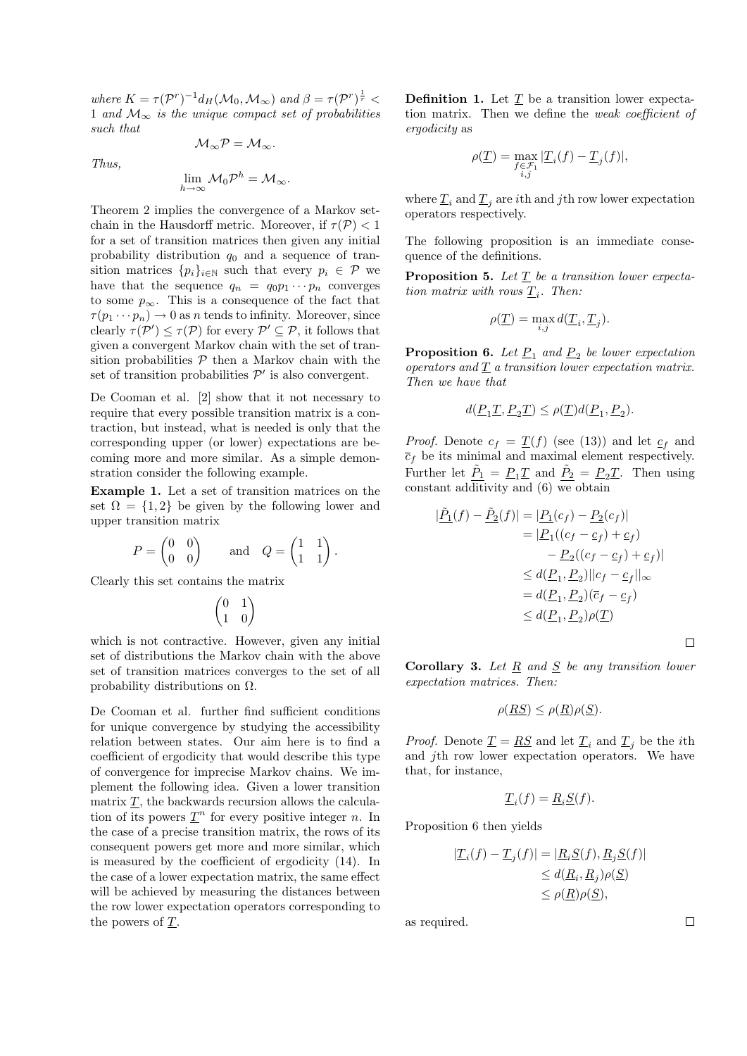where $K = \tau(\mathcal{P}^r)^{-1} d_H(\mathcal{M}_0, \mathcal{M}_\infty)$ and $\beta = \tau(\mathcal{P}^r)^{\frac{1}{r}} < 1$ *and* $\mathcal{M}_\infty$ *is the unique compact set of probabilities such that*

$$\mathcal{M}_\infty \mathcal{P} = \mathcal{M}_\infty.$$

*Thus,*

$$\lim_{h\to\infty} \mathcal{M}_0 \mathcal{P}^h = \mathcal{M}_\infty.$$

Theorem 2 implies the convergence of a Markov set-chain in the Hausdorff metric. Moreover, if $\tau(\mathcal{P}) < 1$ for a set of transition matrices then given any initial probability distribution $q_0$ and a sequence of transition matrices $\{p_i\}_{i\in\mathbb{N}}$ such that every $p_i \in \mathcal{P}$ we have that the sequence $q_n = q_0 p_1 \cdots p_n$ converges to some $p_\infty$. This is a consequence of the fact that $\tau(p_1 \cdots p_n) \to 0$ as $n$ tends to infinity. Moreover, since clearly $\tau(\mathcal{P}') \le \tau(\mathcal{P})$ for every $\mathcal{P}' \subseteq \mathcal{P}$, it follows that given a convergent Markov chain with the set of transition probabilities $\mathcal{P}$ then a Markov chain with the set of transition probabilities $\mathcal{P}'$ is also convergent.

De Cooman et al. [2] show that it not necessary to require that every possible transition matrix is a contraction, but instead, what is needed is only that the corresponding upper (or lower) expectations are becoming more and more similar. As a simple demonstration consider the following example.

**Example 1.** Let a set of transition matrices on the set $\Omega = \{1, 2\}$ be given by the following lower and upper transition matrix

$$P = \begin{pmatrix} 0 & 0 \\ 0 & 0 \end{pmatrix} \qquad \text{and} \quad Q = \begin{pmatrix} 1 & 1 \\ 1 & 1 \end{pmatrix}.$$

Clearly this set contains the matrix

$$\begin{pmatrix} 0 & 1 \\ 1 & 0 \end{pmatrix}$$

which is not contractive. However, given any initial set of distributions the Markov chain with the above set of transition matrices converges to the set of all probability distributions on $\Omega$.

De Cooman et al. further find sufficient conditions for unique convergence by studying the accessibility relation between states. Our aim here is to find a coefficient of ergodicity that would describe this type of convergence for imprecise Markov chains. We implement the following idea. Given a lower transition matrix $\underline{T}$, the backwards recursion allows the calculation of its powers $\underline{T}^n$ for every positive integer $n$. In the case of a precise transition matrix, the rows of its consequent powers get more and more similar, which is measured by the coefficient of ergodicity (14). In the case of a lower expectation matrix, the same effect will be achieved by measuring the distances between the row lower expectation operators corresponding to the powers of $\underline{T}$.

**Definition 1.** Let $\underline{T}$ be a transition lower expectation matrix. Then we define the *weak coefficient of ergodicity* as

$$\rho(\underline{T}) = \max_{\substack{f\in\mathcal{F}_1 \\ i,j}} |\underline{T}_i(f) - \underline{T}_j(f)|,$$

where $\underline{T}_i$ and $\underline{T}_j$ are $i$th and $j$th row lower expectation operators respectively.

The following proposition is an immediate consequence of the definitions.

**Proposition 5.** *Let* $\underline{T}$ *be a transition lower expectation matrix with rows* $\underline{T}_i$. *Then:*

$$\rho(\underline{T}) = \max_{i,j} d(\underline{T}_i, \underline{T}_j).$$

**Proposition 6.** *Let* $\underline{P}_1$ *and* $\underline{P}_2$ *be lower expectation operators and* $\underline{T}$ *a transition lower expectation matrix. Then we have that*

$$d(\underline{P}_1 \underline{T}, \underline{P}_2 \underline{T}) \le \rho(\underline{T}) d(\underline{P}_1, \underline{P}_2).$$

*Proof.* Denote $c_f = \underline{T}(f)$ (see (13)) and let $\underline{c}_f$ and $\overline{c}_f$ be its minimal and maximal element respectively. Further let $\tilde{\underline{P}}_1 = \underline{P}_1 \underline{T}$ and $\tilde{\underline{P}}_2 = \underline{P}_2 \underline{T}$. Then using constant additivity and (6) we obtain

$$\begin{aligned}
|\tilde{\underline{P}}_1(f) - \tilde{\underline{P}}_2(f)| &= |\underline{P}_1(c_f) - \underline{P}_2(c_f)| \\
&= |\underline{P}_1((c_f - \underline{c}_f) + \underline{c}_f) \\
&\quad - \underline{P}_2((c_f - \underline{c}_f) + \underline{c}_f)| \\
&\le d(\underline{P}_1, \underline{P}_2) ||c_f - \underline{c}_f||_\infty \\
&= d(\underline{P}_1, \underline{P}_2)(\overline{c}_f - \underline{c}_f) \\
&\le d(\underline{P}_1, \underline{P}_2)\rho(\underline{T})
\end{aligned}$$

□

**Corollary 3.** *Let* $\underline{R}$ *and* $\underline{S}$ *be any transition lower expectation matrices. Then:*

$$\rho(\underline{RS}) \le \rho(\underline{R})\rho(\underline{S}).$$

*Proof.* Denote $\underline{T} = \underline{RS}$ and let $\underline{T}_i$ and $\underline{T}_j$ be the $i$th and $j$th row lower expectation operators. We have that, for instance,

$$\underline{T}_i(f) = \underline{R}_i \underline{S}(f).$$

Proposition 6 then yields

$$\begin{aligned}
|\underline{T}_i(f) - \underline{T}_j(f)| &= |\underline{R}_i \underline{S}(f), \underline{R}_j \underline{S}(f)| \\
&\le d(\underline{R}_i, \underline{R}_j)\rho(\underline{S}) \\
&\le \rho(\underline{R})\rho(\underline{S}),
\end{aligned}$$

as required. □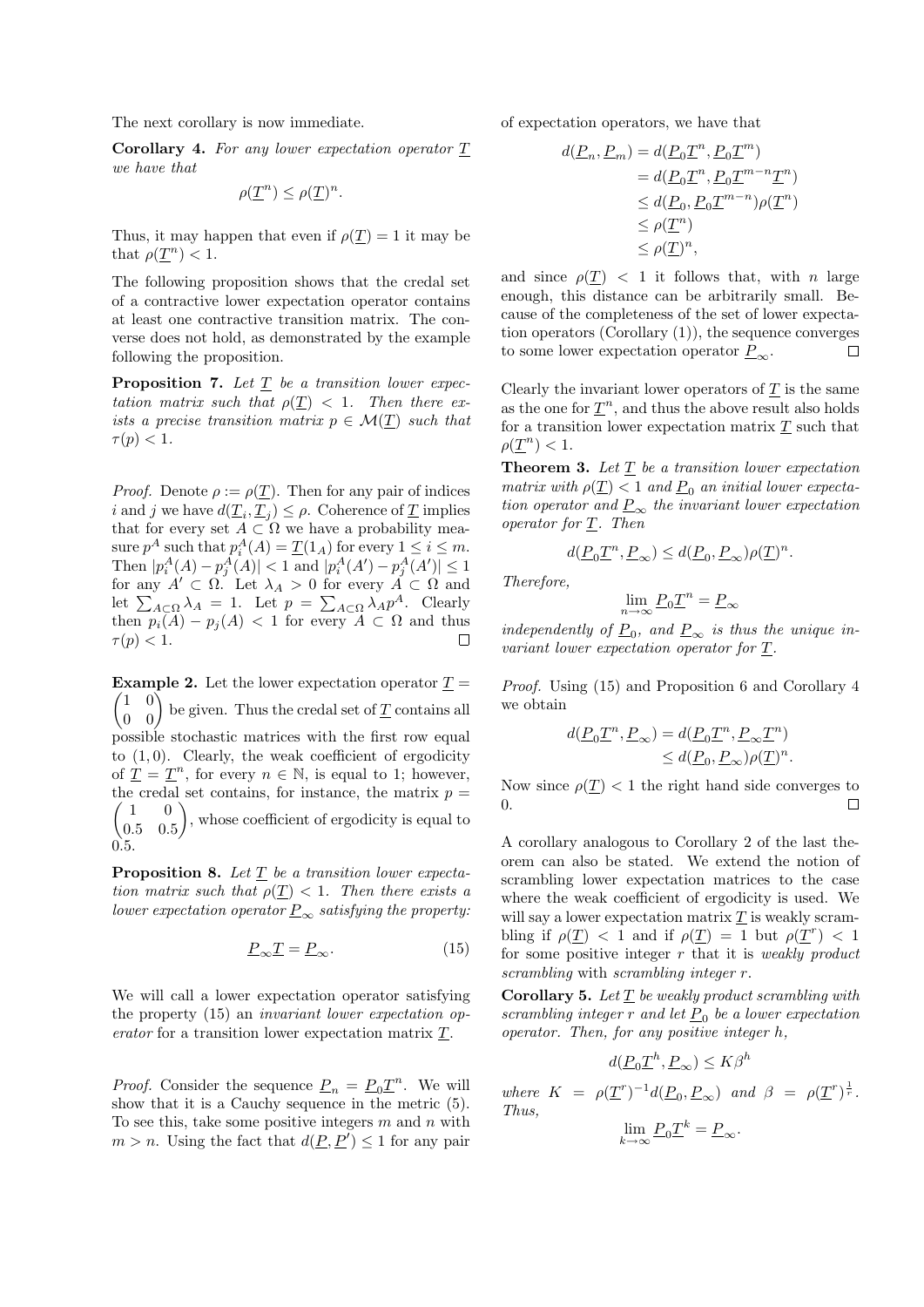The next corollary is now immediate.

**Corollary 4.** *For any lower expectation operator $\underline{T}$ we have that*

$$\rho(\underline{T}^n) \le \rho(\underline{T})^n.$$

Thus, it may happen that even if $\rho(\underline{T}) = 1$ it may be that $\rho(\underline{T}^n) < 1$.

The following proposition shows that the credal set of a contractive lower expectation operator contains at least one contractive transition matrix. The converse does not hold, as demonstrated by the example following the proposition.

**Proposition 7.** *Let $\underline{T}$ be a transition lower expectation matrix such that $\rho(\underline{T}) < 1$. Then there exists a precise transition matrix $p \in \mathcal{M}(\underline{T})$ such that $\tau(p) < 1$.*

*Proof.* Denote $\rho := \rho(\underline{T})$. Then for any pair of indices $i$ and $j$ we have $d(\underline{T}_i, \underline{T}_j) \le \rho$. Coherence of $\underline{T}$ implies that for every set $A \subset \Omega$ we have a probability measure $p^A$ such that $p^A_i(A) = \underline{T}(1_A)$ for every $1 \le i \le m$. Then $|p^A_i(A) - p^A_j(A)| < 1$ and $|p^A_i(A') - p^A_j(A')| \le 1$ for any $A' \subset \Omega$. Let $\lambda_A > 0$ for every $A \subset \Omega$ and let $\sum_{A\subset\Omega} \lambda_A = 1$. Let $p = \sum_{A\subset\Omega} \lambda_A p^A$. Clearly then $p_i(A) - p_j(A) < 1$ for every $A \subset \Omega$ and thus $\tau(p) < 1$. $\square$

**Example 2.** Let the lower expectation operator $\underline{T} = \begin{pmatrix} 1 & 0 \\ 0 & 0 \end{pmatrix}$ be given. Thus the credal set of $\underline{T}$ contains all possible stochastic matrices with the first row equal to $(1, 0)$. Clearly, the weak coefficient of ergodicity of $\underline{T} = \underline{T}^n$, for every $n \in \mathbb{N}$, is equal to 1; however, the credal set contains, for instance, the matrix $p = \begin{pmatrix} 1 & 0 \\ 0.5 & 0.5 \end{pmatrix}$, whose coefficient of ergodicity is equal to 0.5.

**Proposition 8.** *Let $\underline{T}$ be a transition lower expectation matrix such that $\rho(\underline{T}) < 1$. Then there exists a lower expectation operator $\underline{P}_\infty$ satisfying the property:*

$$\underline{P}_\infty \underline{T} = \underline{P}_\infty. \tag{15}$$

We will call a lower expectation operator satisfying the property (15) an *invariant lower expectation operator* for a transition lower expectation matrix $\underline{T}$.

*Proof.* Consider the sequence $\underline{P}_n = \underline{P}_0 \underline{T}^n$. We will show that it is a Cauchy sequence in the metric (5). To see this, take some positive integers $m$ and $n$ with $m > n$. Using the fact that $d(\underline{P}, \underline{P}') \le 1$ for any pair of expectation operators, we have that

$$\begin{aligned}
d(\underline{P}_n, \underline{P}_m) &= d(\underline{P}_0 \underline{T}^n, \underline{P}_0 \underline{T}^m) \\
&= d(\underline{P}_0 \underline{T}^n, \underline{P}_0 \underline{T}^{m-n} \underline{T}^n) \\
&\le d(\underline{P}_0, \underline{P}_0 \underline{T}^{m-n}) \rho(\underline{T}^n) \\
&\le \rho(\underline{T}^n) \\
&\le \rho(\underline{T})^n,
\end{aligned}$$

and since $\rho(\underline{T}) < 1$ it follows that, with $n$ large enough, this distance can be arbitrarily small. Because of the completeness of the set of lower expectation operators (Corollary (1)), the sequence converges to some lower expectation operator $\underline{P}_\infty$. $\square$

Clearly the invariant lower operators of $\underline{T}$ is the same as the one for $\underline{T}^n$, and thus the above result also holds for a transition lower expectation matrix $\underline{T}$ such that $\rho(\underline{T}^n) < 1$.

**Theorem 3.** *Let $\underline{T}$ be a transition lower expectation matrix with $\rho(\underline{T}) < 1$ and $\underline{P}_0$ an initial lower expectation operator and $\underline{P}_\infty$ the invariant lower expectation operator for $\underline{T}$. Then*

$$d(\underline{P}_0 \underline{T}^n, \underline{P}_\infty) \le d(\underline{P}_0, \underline{P}_\infty) \rho(\underline{T})^n.$$

*Therefore,*

$$\lim_{n\to\infty} \underline{P}_0 \underline{T}^n = \underline{P}_\infty$$

*independently of $\underline{P}_0$, and $\underline{P}_\infty$ is thus the unique invariant lower expectation operator for $\underline{T}$.*

*Proof.* Using (15) and Proposition 6 and Corollary 4 we obtain

$$\begin{aligned}
d(\underline{P}_0 \underline{T}^n, \underline{P}_\infty) &= d(\underline{P}_0 \underline{T}^n, \underline{P}_\infty \underline{T}^n) \\
&\le d(\underline{P}_0, \underline{P}_\infty) \rho(\underline{T})^n.
\end{aligned}$$

Now since $\rho(\underline{T}) < 1$ the right hand side converges to 0. $\square$

A corollary analogous to Corollary 2 of the last theorem can also be stated. We extend the notion of scrambling lower expectation matrices to the case where the weak coefficient of ergodicity is used. We will say a lower expectation matrix $\underline{T}$ is weakly scrambling if $\rho(\underline{T}) < 1$ and if $\rho(\underline{T}) = 1$ but $\rho(\underline{T}^r) < 1$ for some positive integer $r$ that it is *weakly product scrambling* with *scrambling integer* $r$.

**Corollary 5.** *Let $\underline{T}$ be weakly product scrambling with scrambling integer $r$ and let $\underline{P}_0$ be a lower expectation operator. Then, for any positive integer $h$,*

$$d(\underline{P}_0 \underline{T}^h, \underline{P}_\infty) \le K\beta^h$$

*where $K = \rho(\underline{T}^r)^{-1} d(\underline{P}_0, \underline{P}_\infty)$ and $\beta = \rho(\underline{T}^r)^{\frac{1}{r}}$. Thus,*

$$\lim_{k\to\infty} \underline{P}_0 \underline{T}^k = \underline{P}_\infty.$$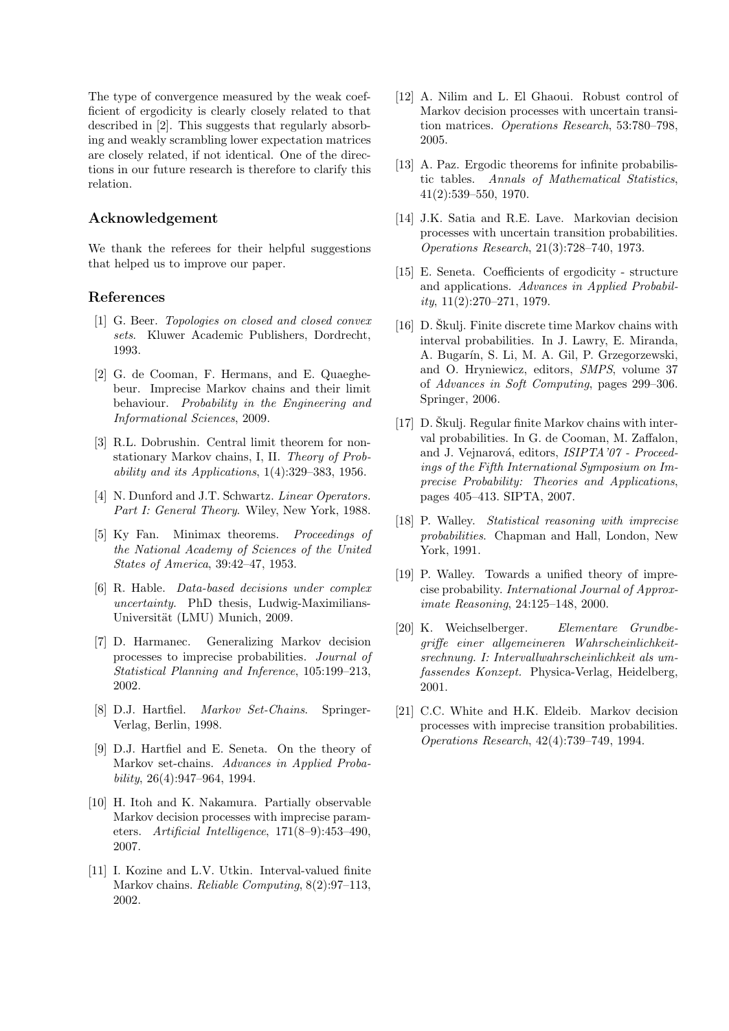The type of convergence measured by the weak coefficient of ergodicity is clearly closely related to that described in [2]. This suggests that regularly absorbing and weakly scrambling lower expectation matrices are closely related, if not identical. One of the directions in our future research is therefore to clarify this relation.

## Acknowledgement

We thank the referees for their helpful suggestions that helped us to improve our paper.

## References

[1] G. Beer. *Topologies on closed and closed convex sets*. Kluwer Academic Publishers, Dordrecht, 1993.

[2] G. de Cooman, F. Hermans, and E. Quaeghebeur. Imprecise Markov chains and their limit behaviour. *Probability in the Engineering and Informational Sciences*, 2009.

[3] R.L. Dobrushin. Central limit theorem for nonstationary Markov chains, I, II. *Theory of Probability and its Applications*, 1(4):329–383, 1956.

[4] N. Dunford and J.T. Schwartz. *Linear Operators. Part I: General Theory*. Wiley, New York, 1988.

[5] Ky Fan. Minimax theorems. *Proceedings of the National Academy of Sciences of the United States of America*, 39:42–47, 1953.

[6] R. Hable. *Data-based decisions under complex uncertainty*. PhD thesis, Ludwig-Maximilians-Universität (LMU) Munich, 2009.

[7] D. Harmanec. Generalizing Markov decision processes to imprecise probabilities. *Journal of Statistical Planning and Inference*, 105:199–213, 2002.

[8] D.J. Hartfiel. *Markov Set-Chains*. Springer-Verlag, Berlin, 1998.

[9] D.J. Hartfiel and E. Seneta. On the theory of Markov set-chains. *Advances in Applied Probability*, 26(4):947–964, 1994.

[10] H. Itoh and K. Nakamura. Partially observable Markov decision processes with imprecise parameters. *Artificial Intelligence*, 171(8–9):453–490, 2007.

[11] I. Kozine and L.V. Utkin. Interval-valued finite Markov chains. *Reliable Computing*, 8(2):97–113, 2002.

[12] A. Nilim and L. El Ghaoui. Robust control of Markov decision processes with uncertain transition matrices. *Operations Research*, 53:780–798, 2005.

[13] A. Paz. Ergodic theorems for infinite probabilistic tables. *Annals of Mathematical Statistics*, 41(2):539–550, 1970.

[14] J.K. Satia and R.E. Lave. Markovian decision processes with uncertain transition probabilities. *Operations Research*, 21(3):728–740, 1973.

[15] E. Seneta. Coefficients of ergodicity - structure and applications. *Advances in Applied Probability*, 11(2):270–271, 1979.

[16] D. Škulj. Finite discrete time Markov chains with interval probabilities. In J. Lawry, E. Miranda, A. Bugarín, S. Li, M. A. Gil, P. Grzegorzewski, and O. Hryniewicz, editors, *SMPS*, volume 37 of *Advances in Soft Computing*, pages 299–306. Springer, 2006.

[17] D. Škulj. Regular finite Markov chains with interval probabilities. In G. de Cooman, M. Zaffalon, and J. Vejnarová, editors, *ISIPTA'07 - Proceedings of the Fifth International Symposium on Imprecise Probability: Theories and Applications*, pages 405–413. SIPTA, 2007.

[18] P. Walley. *Statistical reasoning with imprecise probabilities*. Chapman and Hall, London, New York, 1991.

[19] P. Walley. Towards a unified theory of imprecise probability. *International Journal of Approximate Reasoning*, 24:125–148, 2000.

[20] K. Weichselberger. *Elementare Grundbegriffe einer allgemeineren Wahrscheinlichkeitsrechnung. I: Intervallwahrscheinlichkeit als umfassendes Konzept.* Physica-Verlag, Heidelberg, 2001.

[21] C.C. White and H.K. Eldeib. Markov decision processes with imprecise transition probabilities. *Operations Research*, 42(4):739–749, 1994.